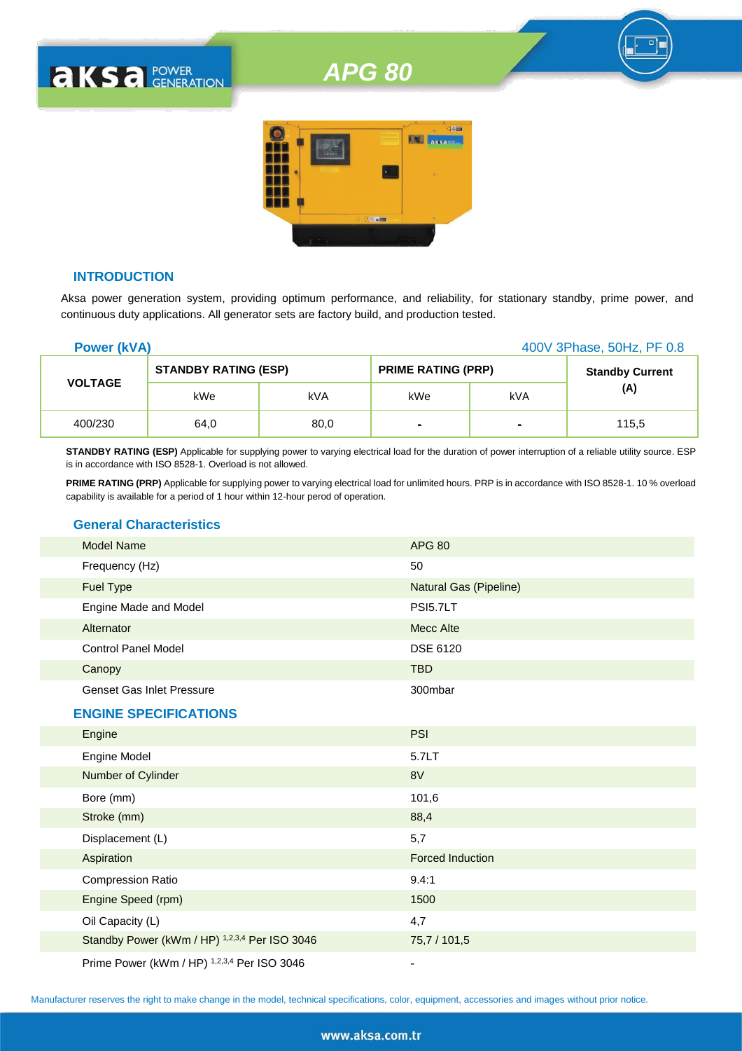# APG 80

## INTRODUCTION

Aksa power generation system, providing optimum performance, and reliability, for stationary standby, prime power, and continuous duty applications. All generator sets are factory build, and production tested.

**Power (kVA)** — 400V 3Phase, 50Hz, PF 0.8

| VOLTAGE | STANDBY RATING (ESP) | | PRIME RATING (PRP) | | Standby Current (A) |
|---|---|---|---|---|---|
| | kWe | kVA | kWe | kVA | |
| 400/230 | 64,0 | 80,0 | - | - | 115,5 |

**STANDBY RATING (ESP)** Applicable for supplying power to varying electrical load for the duration of power interruption of a reliable utility source. ESP is in accordance with ISO 8528-1. Overload is not allowed.

**PRIME RATING (PRP)** Applicable for supplying power to varying electrical load for unlimited hours. PRP is in accordance with ISO 8528-1. 10 % overload capability is available for a period of 1 hour within 12-hour perod of operation.

## General Characteristics

| | |
|---|---|
| Model Name | APG 80 |
| Frequency (Hz) | 50 |
| Fuel Type | Natural Gas (Pipeline) |
| Engine Made and Model | PSI5.7LT |
| Alternator | Mecc Alte |
| Control Panel Model | DSE 6120 |
| Canopy | TBD |
| Genset Gas Inlet Pressure | 300mbar |

## ENGINE SPECIFICATIONS

| | |
|---|---|
| Engine | PSI |
| Engine Model | 5.7LT |
| Number of Cylinder | 8V |
| Bore (mm) | 101,6 |
| Stroke (mm) | 88,4 |
| Displacement (L) | 5,7 |
| Aspiration | Forced Induction |
| Compression Ratio | 9.4:1 |
| Engine Speed (rpm) | 1500 |
| Oil Capacity (L) | 4,7 |
| Standby Power (kWm / HP) [1,2,3,4] Per ISO 3046 | 75,7 / 101,5 |
| Prime Power (kWm / HP) [1,2,3,4] Per ISO 3046 | - |

Manufacturer reserves the right to make change in the model, technical specifications, color, equipment, accessories and images without prior notice.

www.aksa.com.tr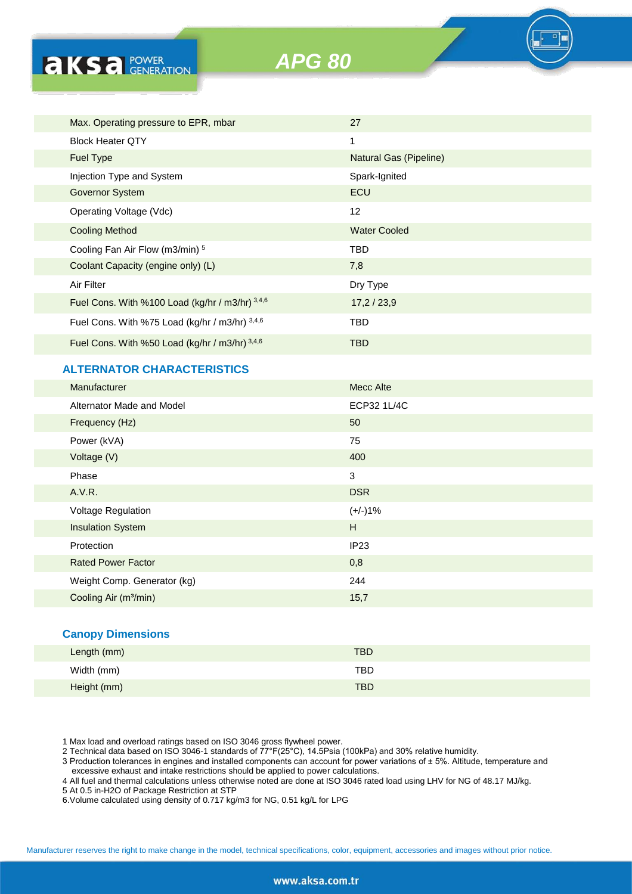# APG 80

| | |
|---|---|
| Max. Operating pressure to EPR, mbar | 27 |
| Block Heater QTY | 1 |
| Fuel Type | Natural Gas (Pipeline) |
| Injection Type and System | Spark-Ignited |
| Governor System | ECU |
| Operating Voltage (Vdc) | 12 |
| Cooling Method | Water Cooled |
| Cooling Fan Air Flow (m3/min) [5] | TBD |
| Coolant Capacity (engine only) (L) | 7,8 |
| Air Filter | Dry Type |
| Fuel Cons. With %100 Load (kg/hr / m3/hr) [3,4,6] | 17,2 / 23,9 |
| Fuel Cons. With %75 Load (kg/hr / m3/hr) [3,4,6] | TBD |
| Fuel Cons. With %50 Load (kg/hr / m3/hr) [3,4,6] | TBD |

## ALTERNATOR CHARACTERISTICS

| | |
|---|---|
| Manufacturer | Mecc Alte |
| Alternator Made and Model | ECP32 1L/4C |
| Frequency (Hz) | 50 |
| Power (kVA) | 75 |
| Voltage (V) | 400 |
| Phase | 3 |
| A.V.R. | DSR |
| Voltage Regulation | (+/-)1% |
| Insulation System | H |
| Protection | IP23 |
| Rated Power Factor | 0,8 |
| Weight Comp. Generator (kg) | 244 |
| Cooling Air (m³/min) | 15,7 |

## Canopy Dimensions

| | |
|---|---|
| Length (mm) | TBD |
| Width (mm) | TBD |
| Height (mm) | TBD |

1 Max load and overload ratings based on ISO 3046 gross flywheel power.
2 Technical data based on ISO 3046-1 standards of 77°F(25°C), 14.5Psia (100kPa) and 30% relative humidity.
3 Production tolerances in engines and installed components can account for power variations of ± 5%. Altitude, temperature and excessive exhaust and intake restrictions should be applied to power calculations.
4 All fuel and thermal calculations unless otherwise noted are done at ISO 3046 rated load using LHV for NG of 48.17 MJ/kg.
5 At 0.5 in-H2O of Package Restriction at STP
6.Volume calculated using density of 0.717 kg/m3 for NG, 0.51 kg/L for LPG

Manufacturer reserves the right to make change in the model, technical specifications, color, equipment, accessories and images without prior notice.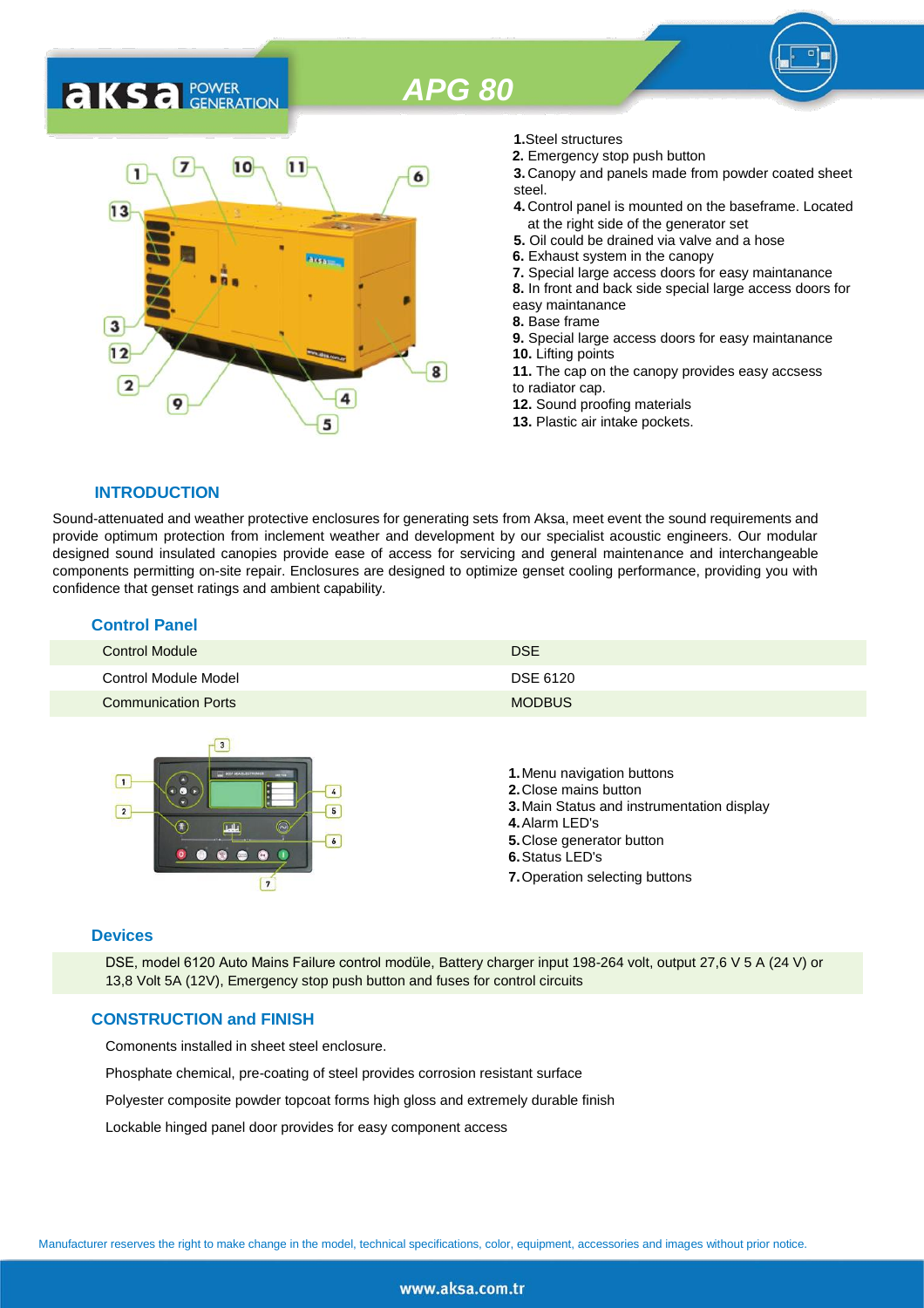# APG 80

1. Steel structures
2. Emergency stop push button
3. Canopy and panels made from powder coated sheet steel.
4. Control panel is mounted on the baseframe. Located at the right side of the generator set
5. Oil could be drained via valve and a hose
6. Exhaust system in the canopy
7. Special large access doors for easy maintanance
8. In front and back side special large access doors for easy maintanance
8. Base frame
9. Special large access doors for easy maintanance
10. Lifting points
11. The cap on the canopy provides easy accsess to radiator cap.
12. Sound proofing materials
13. Plastic air intake pockets.

## INTRODUCTION

Sound-attenuated and weather protective enclosures for generating sets from Aksa, meet event the sound requirements and provide optimum protection from inclement weather and development by our specialist acoustic engineers. Our modular designed sound insulated canopies provide ease of access for servicing and general maintenance and interchangeable components permitting on-site repair. Enclosures are designed to optimize genset cooling performance, providing you with confidence that genset ratings and ambient capability.

## Control Panel

| | |
|---|---|
| Control Module | DSE |
| Control Module Model | DSE 6120 |
| Communication Ports | MODBUS |

1. Menu navigation buttons
2. Close mains button
3. Main Status and instrumentation display
4. Alarm LED's
5. Close generator button
6. Status LED's
7. Operation selecting buttons

## Devices

DSE, model 6120 Auto Mains Failure control modüle, Battery charger input 198-264 volt, output 27,6 V 5 A (24 V) or 13,8 Volt 5A (12V), Emergency stop push button and fuses for control circuits

## CONSTRUCTION and FINISH

Comonents installed in sheet steel enclosure.

Phosphate chemical, pre-coating of steel provides corrosion resistant surface

Polyester composite powder topcoat forms high gloss and extremely durable finish

Lockable hinged panel door provides for easy component access

Manufacturer reserves the right to make change in the model, technical specifications, color, equipment, accessories and images without prior notice.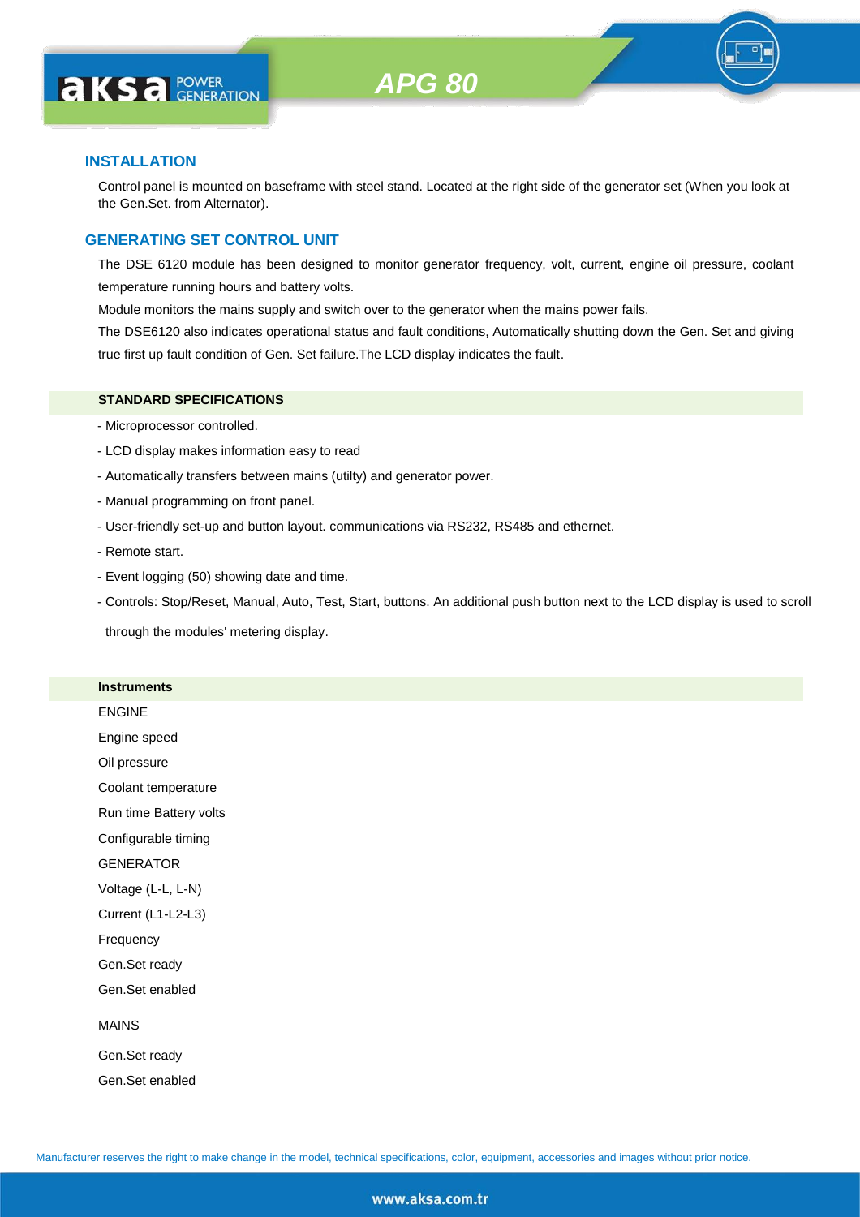## INSTALLATION

Control panel is mounted on baseframe with steel stand. Located at the right side of the generator set (When you look at the Gen.Set. from Alternator).

## GENERATING SET CONTROL UNIT

The DSE 6120 module has been designed to monitor generator frequency, volt, current, engine oil pressure, coolant temperature running hours and battery volts.

Module monitors the mains supply and switch over to the generator when the mains power fails.

The DSE6120 also indicates operational status and fault conditions, Automatically shutting down the Gen. Set and giving true first up fault condition of Gen. Set failure.The LCD display indicates the fault.

**STANDARD SPECIFICATIONS**

- Microprocessor controlled.
- LCD display makes information easy to read
- Automatically transfers between mains (utilty) and generator power.
- Manual programming on front panel.
- User-friendly set-up and button layout. communications via RS232, RS485 and ethernet.
- Remote start.
- Event logging (50) showing date and time.
- Controls: Stop/Reset, Manual, Auto, Test, Start, buttons. An additional push button next to the LCD display is used to scroll through the modules' metering display.

**Instruments**

ENGINE

Engine speed

Oil pressure

Coolant temperature

Run time Battery volts

Configurable timing

GENERATOR

Voltage (L-L, L-N)

Current (L1-L2-L3)

Frequency

Gen.Set ready

Gen.Set enabled

MAINS

Gen.Set ready

Gen.Set enabled

Manufacturer reserves the right to make change in the model, technical specifications, color, equipment, accessories and images without prior notice.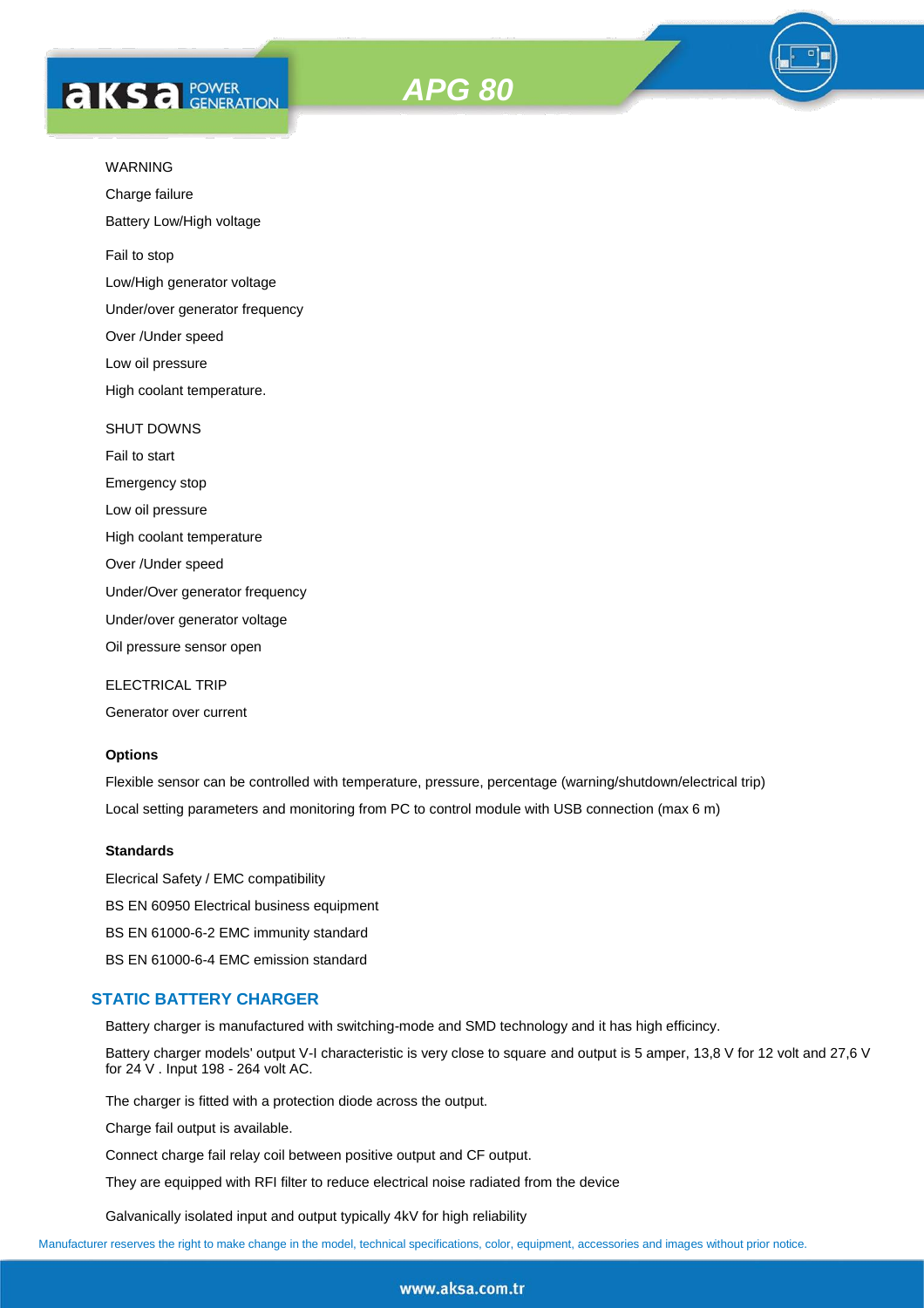WARNING

Charge failure

Battery Low/High voltage

Fail to stop

Low/High generator voltage

Under/over generator frequency

Over /Under speed

Low oil pressure

High coolant temperature.

SHUT DOWNS

Fail to start

Emergency stop

Low oil pressure

High coolant temperature

Over /Under speed

Under/Over generator frequency

Under/over generator voltage

Oil pressure sensor open

ELECTRICAL TRIP

Generator over current

**Options**

Flexible sensor can be controlled with temperature, pressure, percentage (warning/shutdown/electrical trip)

Local setting parameters and monitoring from PC to control module with USB connection (max 6 m)

**Standards**

Elecrical Safety / EMC compatibility

BS EN 60950 Electrical business equipment

BS EN 61000-6-2 EMC immunity standard

BS EN 61000-6-4 EMC emission standard

## STATIC BATTERY CHARGER

Battery charger is manufactured with switching-mode and SMD technology and it has high efficincy.

Battery charger models' output V-I characteristic is very close to square and output is 5 amper, 13,8 V for 12 volt and 27,6 V for 24 V . Input 198 - 264 volt AC.

The charger is fitted with a protection diode across the output.

Charge fail output is available.

Connect charge fail relay coil between positive output and CF output.

They are equipped with RFI filter to reduce electrical noise radiated from the device

Galvanically isolated input and output typically 4kV for high reliability

Manufacturer reserves the right to make change in the model, technical specifications, color, equipment, accessories and images without prior notice.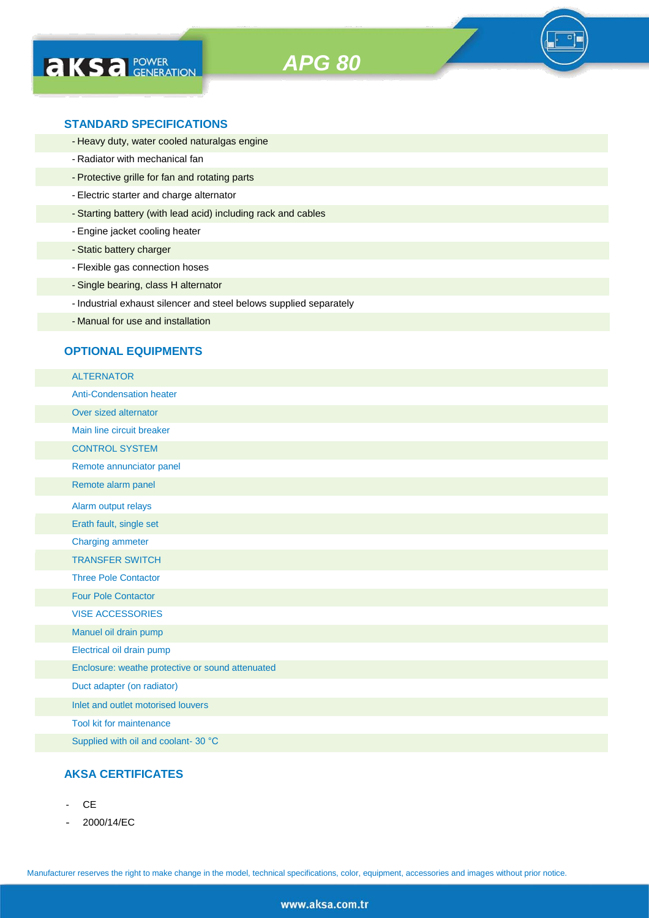# APG 80

## STANDARD SPECIFICATIONS

- Heavy duty, water cooled naturalgas engine
- Radiator with mechanical fan
- Protective grille for fan and rotating parts
- Electric starter and charge alternator
- Starting battery (with lead acid) including rack and cables
- Engine jacket cooling heater
- Static battery charger
- Flexible gas connection hoses
- Single bearing, class H alternator
- Industrial exhaust silencer and steel belows supplied separately
- Manual for use and installation

## OPTIONAL EQUIPMENTS

ALTERNATOR

Anti-Condensation heater

Over sized alternator

Main line circuit breaker

CONTROL SYSTEM

Remote annunciator panel

Remote alarm panel

Alarm output relays

Erath fault, single set

Charging ammeter

TRANSFER SWITCH

Three Pole Contactor

Four Pole Contactor

VISE ACCESSORIES

Manuel oil drain pump

Electrical oil drain pump

Enclosure: weathe protective or sound attenuated

Duct adapter (on radiator)

Inlet and outlet motorised louvers

Tool kit for maintenance

Supplied with oil and coolant- 30 °C

## AKSA CERTIFICATES

- CE
- 2000/14/EC

Manufacturer reserves the right to make change in the model, technical specifications, color, equipment, accessories and images without prior notice.